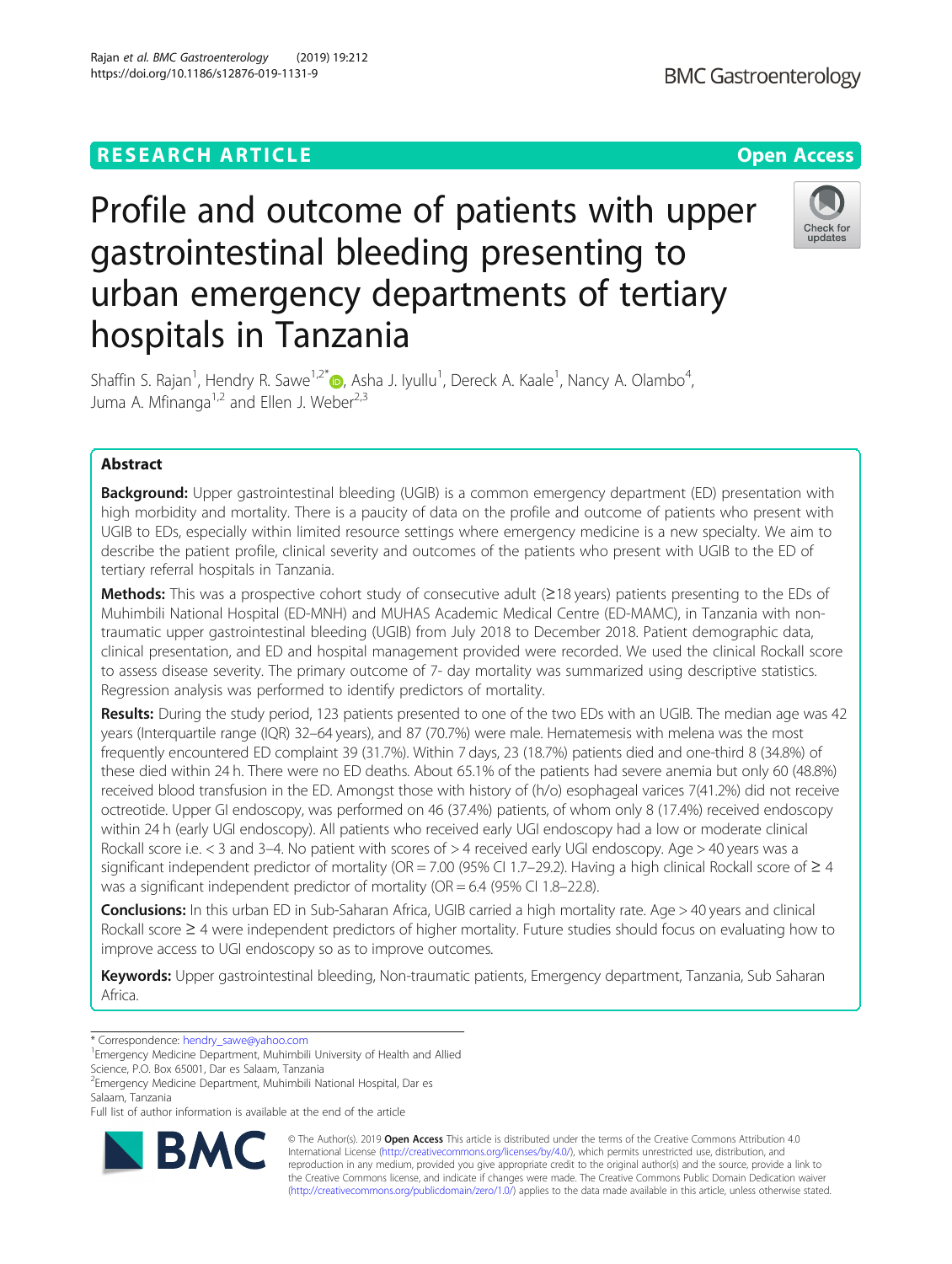RESEARCH ARTICLE

Open Access

# Profile and outcome of patients with upper gastrointestinal bleeding presenting to urban emergency departments of tertiary hospitals in Tanzania

Shaffin S. Rajan[1], Hendry R. Sawe[1,2*], Asha J. Iyullu[1], Dereck A. Kaale[1], Nancy A. Olambo[4], Juma A. Mfinanga[1,2] and Ellen J. Weber[2,3]

## Abstract

**Background:** Upper gastrointestinal bleeding (UGIB) is a common emergency department (ED) presentation with high morbidity and mortality. There is a paucity of data on the profile and outcome of patients who present with UGIB to EDs, especially within limited resource settings where emergency medicine is a new specialty. We aim to describe the patient profile, clinical severity and outcomes of the patients who present with UGIB to the ED of tertiary referral hospitals in Tanzania.

**Methods:** This was a prospective cohort study of consecutive adult (≥18 years) patients presenting to the EDs of Muhimbili National Hospital (ED-MNH) and MUHAS Academic Medical Centre (ED-MAMC), in Tanzania with non-traumatic upper gastrointestinal bleeding (UGIB) from July 2018 to December 2018. Patient demographic data, clinical presentation, and ED and hospital management provided were recorded. We used the clinical Rockall score to assess disease severity. The primary outcome of 7- day mortality was summarized using descriptive statistics. Regression analysis was performed to identify predictors of mortality.

**Results:** During the study period, 123 patients presented to one of the two EDs with an UGIB. The median age was 42 years (Interquartile range (IQR) 32–64 years), and 87 (70.7%) were male. Hematemesis with melena was the most frequently encountered ED complaint 39 (31.7%). Within 7 days, 23 (18.7%) patients died and one-third 8 (34.8%) of these died within 24 h. There were no ED deaths. About 65.1% of the patients had severe anemia but only 60 (48.8%) received blood transfusion in the ED. Amongst those with history of (h/o) esophageal varices 7(41.2%) did not receive octreotide. Upper GI endoscopy, was performed on 46 (37.4%) patients, of whom only 8 (17.4%) received endoscopy within 24 h (early UGI endoscopy). All patients who received early UGI endoscopy had a low or moderate clinical Rockall score i.e. < 3 and 3–4. No patient with scores of > 4 received early UGI endoscopy. Age > 40 years was a significant independent predictor of mortality (OR = 7.00 (95% CI 1.7–29.2). Having a high clinical Rockall score of ≥ 4 was a significant independent predictor of mortality (OR = 6.4 (95% CI 1.8–22.8).

**Conclusions:** In this urban ED in Sub-Saharan Africa, UGIB carried a high mortality rate. Age > 40 years and clinical Rockall score ≥ 4 were independent predictors of higher mortality. Future studies should focus on evaluating how to improve access to UGI endoscopy so as to improve outcomes.

**Keywords:** Upper gastrointestinal bleeding, Non-traumatic patients, Emergency department, Tanzania, Sub Saharan Africa.

* Correspondence: hendry_sawe@yahoo.com
[1]Emergency Medicine Department, Muhimbili University of Health and Allied Science, P.O. Box 65001, Dar es Salaam, Tanzania
[2]Emergency Medicine Department, Muhimbili National Hospital, Dar es Salaam, Tanzania
Full list of author information is available at the end of the article

© The Author(s). 2019 **Open Access** This article is distributed under the terms of the Creative Commons Attribution 4.0 International License (http://creativecommons.org/licenses/by/4.0/), which permits unrestricted use, distribution, and reproduction in any medium, provided you give appropriate credit to the original author(s) and the source, provide a link to the Creative Commons license, and indicate if changes were made. The Creative Commons Public Domain Dedication waiver (http://creativecommons.org/publicdomain/zero/1.0/) applies to the data made available in this article, unless otherwise stated.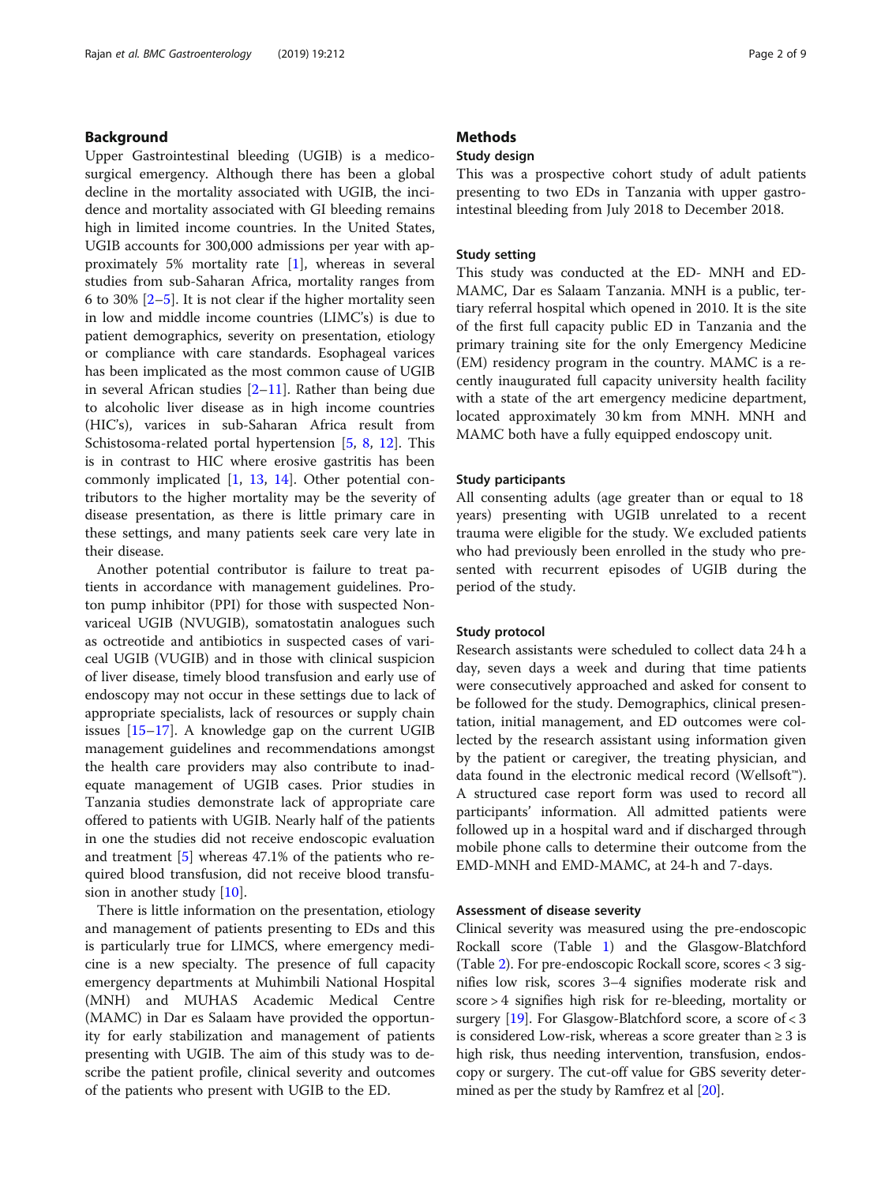## Background

Upper Gastrointestinal bleeding (UGIB) is a medico-surgical emergency. Although there has been a global decline in the mortality associated with UGIB, the incidence and mortality associated with GI bleeding remains high in limited income countries. In the United States, UGIB accounts for 300,000 admissions per year with approximately 5% mortality rate [1], whereas in several studies from sub-Saharan Africa, mortality ranges from 6 to 30% [2–5]. It is not clear if the higher mortality seen in low and middle income countries (LIMC's) is due to patient demographics, severity on presentation, etiology or compliance with care standards. Esophageal varices has been implicated as the most common cause of UGIB in several African studies [2–11]. Rather than being due to alcoholic liver disease as in high income countries (HIC's), varices in sub-Saharan Africa result from Schistosoma-related portal hypertension [5, 8, 12]. This is in contrast to HIC where erosive gastritis has been commonly implicated [1, 13, 14]. Other potential contributors to the higher mortality may be the severity of disease presentation, as there is little primary care in these settings, and many patients seek care very late in their disease.

Another potential contributor is failure to treat patients in accordance with management guidelines. Proton pump inhibitor (PPI) for those with suspected Non-variceal UGIB (NVUGIB), somatostatin analogues such as octreotide and antibiotics in suspected cases of variceal UGIB (VUGIB) and in those with clinical suspicion of liver disease, timely blood transfusion and early use of endoscopy may not occur in these settings due to lack of appropriate specialists, lack of resources or supply chain issues [15–17]. A knowledge gap on the current UGIB management guidelines and recommendations amongst the health care providers may also contribute to inadequate management of UGIB cases. Prior studies in Tanzania studies demonstrate lack of appropriate care offered to patients with UGIB. Nearly half of the patients in one the studies did not receive endoscopic evaluation and treatment [5] whereas 47.1% of the patients who required blood transfusion, did not receive blood transfusion in another study [10].

There is little information on the presentation, etiology and management of patients presenting to EDs and this is particularly true for LIMCS, where emergency medicine is a new specialty. The presence of full capacity emergency departments at Muhimbili National Hospital (MNH) and MUHAS Academic Medical Centre (MAMC) in Dar es Salaam have provided the opportunity for early stabilization and management of patients presenting with UGIB. The aim of this study was to describe the patient profile, clinical severity and outcomes of the patients who present with UGIB to the ED.

## Methods

### Study design

This was a prospective cohort study of adult patients presenting to two EDs in Tanzania with upper gastrointestinal bleeding from July 2018 to December 2018.

### Study setting

This study was conducted at the ED- MNH and ED-MAMC, Dar es Salaam Tanzania. MNH is a public, tertiary referral hospital which opened in 2010. It is the site of the first full capacity public ED in Tanzania and the primary training site for the only Emergency Medicine (EM) residency program in the country. MAMC is a recently inaugurated full capacity university health facility with a state of the art emergency medicine department, located approximately 30 km from MNH. MNH and MAMC both have a fully equipped endoscopy unit.

### Study participants

All consenting adults (age greater than or equal to 18 years) presenting with UGIB unrelated to a recent trauma were eligible for the study. We excluded patients who had previously been enrolled in the study who presented with recurrent episodes of UGIB during the period of the study.

### Study protocol

Research assistants were scheduled to collect data 24 h a day, seven days a week and during that time patients were consecutively approached and asked for consent to be followed for the study. Demographics, clinical presentation, initial management, and ED outcomes were collected by the research assistant using information given by the patient or caregiver, the treating physician, and data found in the electronic medical record (Wellsoft™). A structured case report form was used to record all participants' information. All admitted patients were followed up in a hospital ward and if discharged through mobile phone calls to determine their outcome from the EMD-MNH and EMD-MAMC, at 24-h and 7-days.

### Assessment of disease severity

Clinical severity was measured using the pre-endoscopic Rockall score (Table 1) and the Glasgow-Blatchford (Table 2). For pre-endoscopic Rockall score, scores < 3 signifies low risk, scores 3–4 signifies moderate risk and score > 4 signifies high risk for re-bleeding, mortality or surgery [19]. For Glasgow-Blatchford score, a score of < 3 is considered Low-risk, whereas a score greater than ≥ 3 is high risk, thus needing intervention, transfusion, endoscopy or surgery. The cut-off value for GBS severity determined as per the study by Ramfrez et al [20].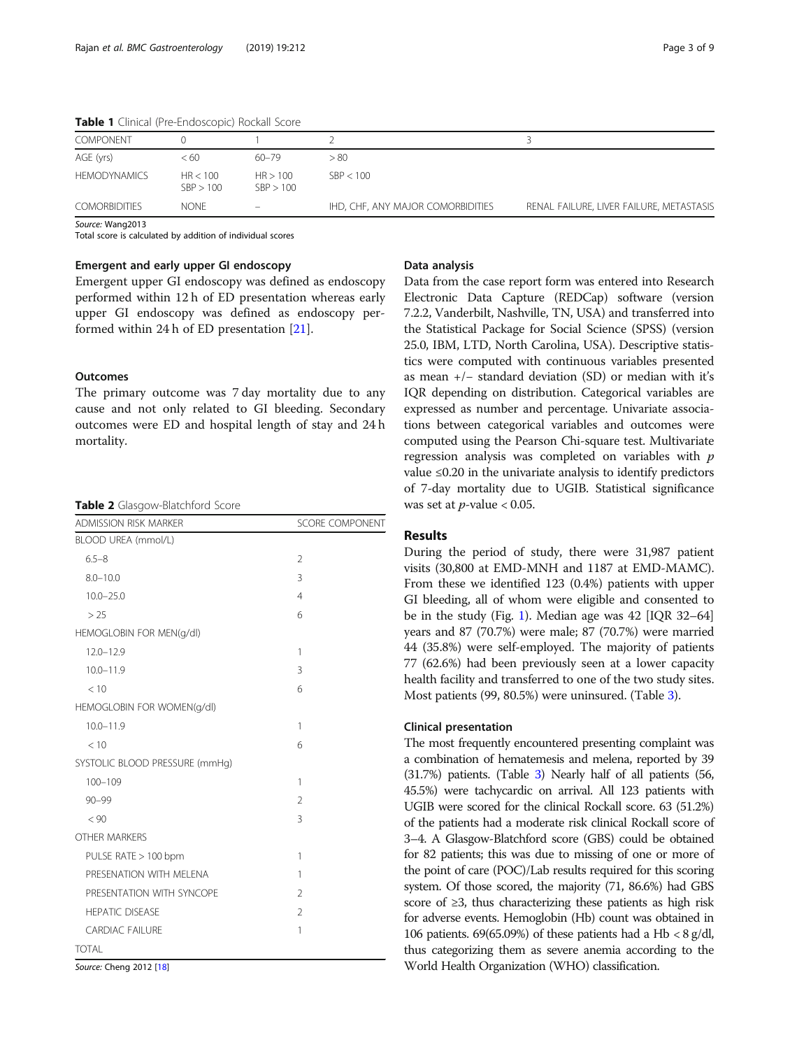**Table 1** Clinical (Pre-Endoscopic) Rockall Score

| COMPONENT | 0 | 1 | 2 | 3 |
|---|---|---|---|---|
| AGE (yrs) | < 60 | 60–79 | > 80 | |
| HEMODYNAMICS | HR < 100 SBP > 100 | HR > 100 SBP > 100 | SBP < 100 | |
| COMORBIDITIES | NONE | – | IHD, CHF, ANY MAJOR COMORBIDITIES | RENAL FAILURE, LIVER FAILURE, METASTASIS |

*Source:* Wang2013

Total score is calculated by addition of individual scores

### Emergent and early upper GI endoscopy

Emergent upper GI endoscopy was defined as endoscopy performed within 12 h of ED presentation whereas early upper GI endoscopy was defined as endoscopy performed within 24 h of ED presentation [21].

### Outcomes

The primary outcome was 7 day mortality due to any cause and not only related to GI bleeding. Secondary outcomes were ED and hospital length of stay and 24 h mortality.

**Table 2** Glasgow-Blatchford Score

| ADMISSION RISK MARKER | SCORE COMPONENT |
|---|---|
| BLOOD UREA (mmol/L) | |
| 6.5–8 | 2 |
| 8.0–10.0 | 3 |
| 10.0–25.0 | 4 |
| > 25 | 6 |
| HEMOGLOBIN FOR MEN(g/dl) | |
| 12.0–12.9 | 1 |
| 10.0–11.9 | 3 |
| < 10 | 6 |
| HEMOGLOBIN FOR WOMEN(g/dl) | |
| 10.0–11.9 | 1 |
| < 10 | 6 |
| SYSTOLIC BLOOD PRESSURE (mmHg) | |
| 100–109 | 1 |
| 90–99 | 2 |
| < 90 | 3 |
| OTHER MARKERS | |
| PULSE RATE > 100 bpm | 1 |
| PRESENATION WITH MELENA | 1 |
| PRESENTATION WITH SYNCOPE | 2 |
| HEPATIC DISEASE | 2 |
| CARDIAC FAILURE | 1 |
| TOTAL | |

*Source:* Cheng 2012 [18]

### Data analysis

Data from the case report form was entered into Research Electronic Data Capture (REDCap) software (version 7.2.2, Vanderbilt, Nashville, TN, USA) and transferred into the Statistical Package for Social Science (SPSS) (version 25.0, IBM, LTD, North Carolina, USA). Descriptive statistics were computed with continuous variables presented as mean +/− standard deviation (SD) or median with it's IQR depending on distribution. Categorical variables are expressed as number and percentage. Univariate associations between categorical variables and outcomes were computed using the Pearson Chi-square test. Multivariate regression analysis was completed on variables with $p$ value ≤0.20 in the univariate analysis to identify predictors of 7-day mortality due to UGIB. Statistical significance was set at $p$-value < 0.05.

## Results

During the period of study, there were 31,987 patient visits (30,800 at EMD-MNH and 1187 at EMD-MAMC). From these we identified 123 (0.4%) patients with upper GI bleeding, all of whom were eligible and consented to be in the study (Fig. 1). Median age was 42 [IQR 32–64] years and 87 (70.7%) were male; 87 (70.7%) were married 44 (35.8%) were self-employed. The majority of patients 77 (62.6%) had been previously seen at a lower capacity health facility and transferred to one of the two study sites. Most patients (99, 80.5%) were uninsured. (Table 3).

### Clinical presentation

The most frequently encountered presenting complaint was a combination of hematemesis and melena, reported by 39 (31.7%) patients. (Table 3) Nearly half of all patients (56, 45.5%) were tachycardic on arrival. All 123 patients with UGIB were scored for the clinical Rockall score. 63 (51.2%) of the patients had a moderate risk clinical Rockall score of 3–4. A Glasgow-Blatchford score (GBS) could be obtained for 82 patients; this was due to missing of one or more of the point of care (POC)/Lab results required for this scoring system. Of those scored, the majority (71, 86.6%) had GBS score of ≥3, thus characterizing these patients as high risk for adverse events. Hemoglobin (Hb) count was obtained in 106 patients. 69(65.09%) of these patients had a Hb < 8 g/dl, thus categorizing them as severe anemia according to the World Health Organization (WHO) classification.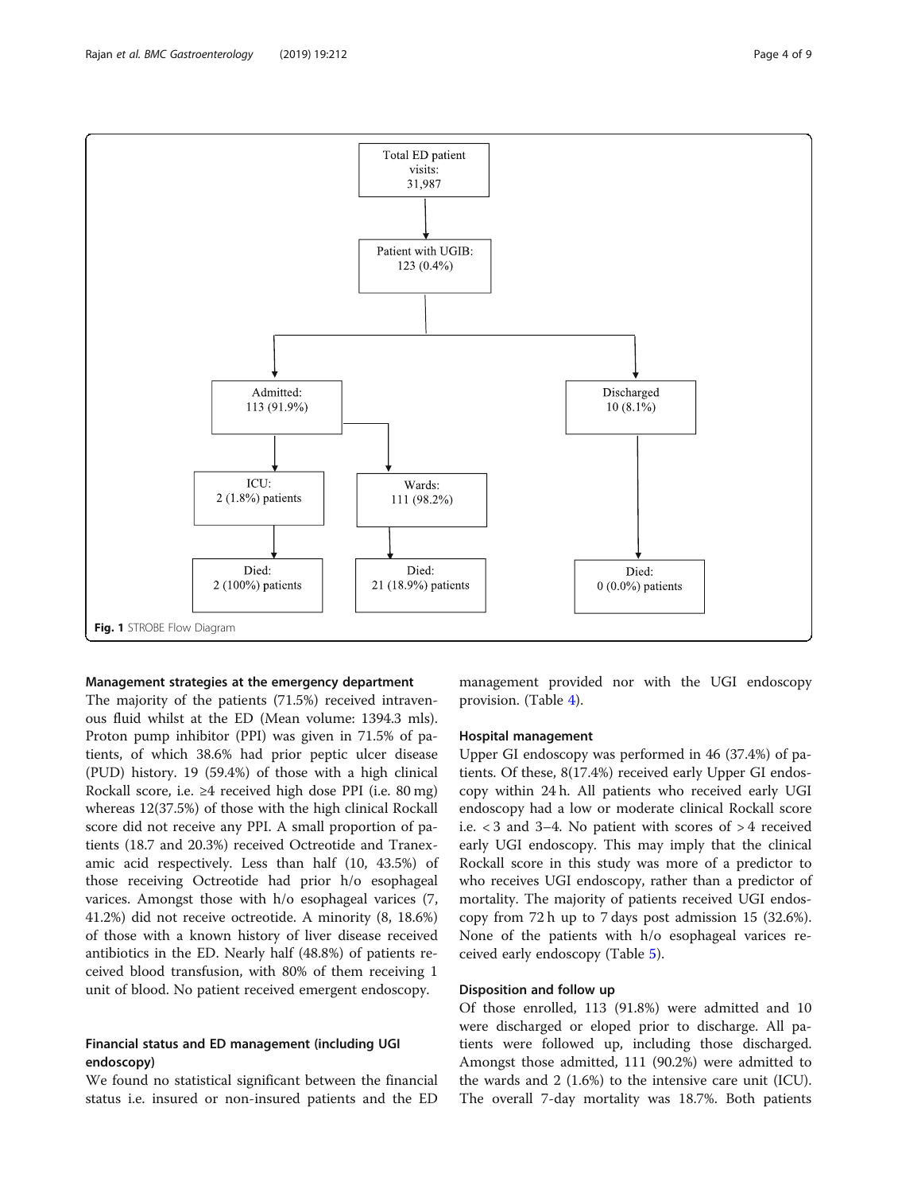Total ED patient visits: 31,987

Patient with UGIB: 123 (0.4%)

Admitted: 113 (91.9%)

Discharged 10 (8.1%)

ICU: 2 (1.8%) patients

Wards: 111 (98.2%)

Died: 2 (100%) patients

Died: 21 (18.9%) patients

Died: 0 (0.0%) patients

**Fig. 1** STROBE Flow Diagram

### Management strategies at the emergency department

The majority of the patients (71.5%) received intravenous fluid whilst at the ED (Mean volume: 1394.3 mls). Proton pump inhibitor (PPI) was given in 71.5% of patients, of which 38.6% had prior peptic ulcer disease (PUD) history. 19 (59.4%) of those with a high clinical Rockall score, i.e. ≥4 received high dose PPI (i.e. 80 mg) whereas 12(37.5%) of those with the high clinical Rockall score did not receive any PPI. A small proportion of patients (18.7 and 20.3%) received Octreotide and Tranexamic acid respectively. Less than half (10, 43.5%) of those receiving Octreotide had prior h/o esophageal varices. Amongst those with h/o esophageal varices (7, 41.2%) did not receive octreotide. A minority (8, 18.6%) of those with a known history of liver disease received antibiotics in the ED. Nearly half (48.8%) of patients received blood transfusion, with 80% of them receiving 1 unit of blood. No patient received emergent endoscopy.

### Financial status and ED management (including UGI endoscopy)

We found no statistical significant between the financial status i.e. insured or non-insured patients and the ED management provided nor with the UGI endoscopy provision. (Table 4).

### Hospital management

Upper GI endoscopy was performed in 46 (37.4%) of patients. Of these, 8(17.4%) received early Upper GI endoscopy within 24 h. All patients who received early UGI endoscopy had a low or moderate clinical Rockall score i.e. < 3 and 3–4. No patient with scores of > 4 received early UGI endoscopy. This may imply that the clinical Rockall score in this study was more of a predictor to who receives UGI endoscopy, rather than a predictor of mortality. The majority of patients received UGI endoscopy from 72 h up to 7 days post admission 15 (32.6%). None of the patients with h/o esophageal varices received early endoscopy (Table 5).

### Disposition and follow up

Of those enrolled, 113 (91.8%) were admitted and 10 were discharged or eloped prior to discharge. All patients were followed up, including those discharged. Amongst those admitted, 111 (90.2%) were admitted to the wards and 2 (1.6%) to the intensive care unit (ICU). The overall 7-day mortality was 18.7%. Both patients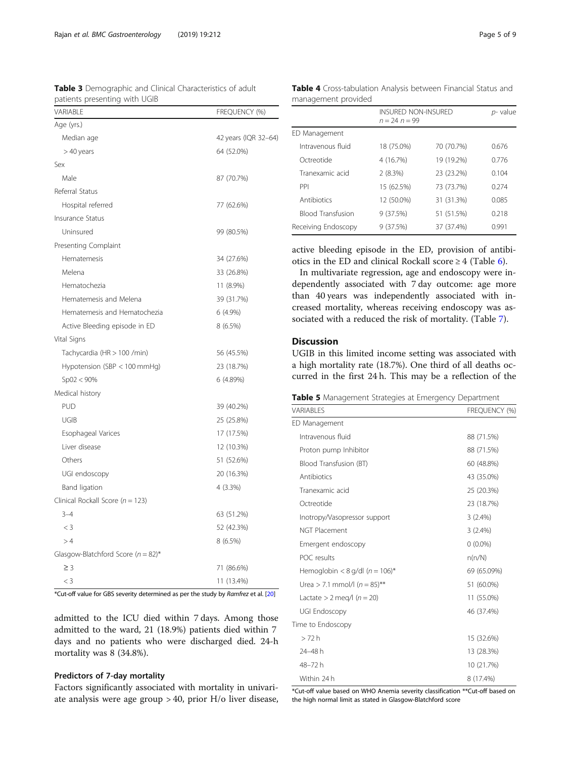**Table 3** Demographic and Clinical Characteristics of adult patients presenting with UGIB

| VARIABLE | FREQUENCY (%) |
|---|---|
| Age (yrs.) | |
| Median age | 42 years (IQR 32–64) |
| > 40 years | 64 (52.0%) |
| Sex | |
| Male | 87 (70.7%) |
| Referral Status | |
| Hospital referred | 77 (62.6%) |
| Insurance Status | |
| Uninsured | 99 (80.5%) |
| Presenting Complaint | |
| Hematemesis | 34 (27.6%) |
| Melena | 33 (26.8%) |
| Hematochezia | 11 (8.9%) |
| Hematemesis and Melena | 39 (31.7%) |
| Hematemesis and Hematochezia | 6 (4.9%) |
| Active Bleeding episode in ED | 8 (6.5%) |
| Vital Signs | |
| Tachycardia (HR > 100 /min) | 56 (45.5%) |
| Hypotension (SBP < 100 mmHg) | 23 (18.7%) |
| Sp02 < 90% | 6 (4.89%) |
| Medical history | |
| PUD | 39 (40.2%) |
| UGIB | 25 (25.8%) |
| Esophageal Varices | 17 (17.5%) |
| Liver disease | 12 (10.3%) |
| Others | 51 (52.6%) |
| UGI endoscopy | 20 (16.3%) |
| Band ligation | 4 (3.3%) |
| Clinical Rockall Score (n = 123) | |
| 3–4 | 63 (51.2%) |
| < 3 | 52 (42.3%) |
| > 4 | 8 (6.5%) |
| Glasgow-Blatchford Score (n = 82)* | |
| ≥ 3 | 71 (86.6%) |
| < 3 | 11 (13.4%) |

*Cut-off value for GBS severity determined as per the study by *Ramfrez* et al. [20]

admitted to the ICU died within 7 days. Among those admitted to the ward, 21 (18.9%) patients died within 7 days and no patients who were discharged died. 24-h mortality was 8 (34.8%).

### Predictors of 7-day mortality

Factors significantly associated with mortality in univariate analysis were age group > 40, prior H/o liver disease, active bleeding episode in the ED, provision of antibiotics in the ED and clinical Rockall score ≥ 4 (Table 6).

In multivariate regression, age and endoscopy were independently associated with 7 day outcome: age more than 40 years was independently associated with increased mortality, whereas receiving endoscopy was associated with a reduced the risk of mortality. (Table 7).

**Table 4** Cross-tabulation Analysis between Financial Status and management provided

| | INSURED n = 24 | NON-INSURED n = 99 | p- value |
|---|---|---|---|
| ED Management | | | |
| Intravenous fluid | 18 (75.0%) | 70 (70.7%) | 0.676 |
| Octreotide | 4 (16.7%) | 19 (19.2%) | 0.776 |
| Tranexamic acid | 2 (8.3%) | 23 (23.2%) | 0.104 |
| PPI | 15 (62.5%) | 73 (73.7%) | 0.274 |
| Antibiotics | 12 (50.0%) | 31 (31.3%) | 0.085 |
| Blood Transfusion | 9 (37.5%) | 51 (51.5%) | 0.218 |
| Receiving Endoscopy | 9 (37.5%) | 37 (37.4%) | 0.991 |

## Discussion

UGIB in this limited income setting was associated with a high mortality rate (18.7%). One third of all deaths occurred in the first 24 h. This may be a reflection of the

**Table 5** Management Strategies at Emergency Department

| VARIABLES | FREQUENCY (%) |
|---|---|
| ED Management | |
| Intravenous fluid | 88 (71.5%) |
| Proton pump Inhibitor | 88 (71.5%) |
| Blood Transfusion (BT) | 60 (48.8%) |
| Antibiotics | 43 (35.0%) |
| Tranexamic acid | 25 (20.3%) |
| Octreotide | 23 (18.7%) |
| Inotropy/Vasopressor support | 3 (2.4%) |
| NGT Placement | 3 (2.4%) |
| Emergent endoscopy | 0 (0.0%) |
| POC results | n(n/N) |
| Hemoglobin < 8 g/dl (n = 106)* | 69 (65.09%) |
| Urea > 7.1 mmol/l (n = 85)** | 51 (60.0%) |
| Lactate > 2 meq/l (n = 20) | 11 (55.0%) |
| UGI Endoscopy | 46 (37.4%) |
| Time to Endoscopy | |
| > 72 h | 15 (32.6%) |
| 24–48 h | 13 (28.3%) |
| 48–72 h | 10 (21.7%) |
| Within 24 h | 8 (17.4%) |

*Cut-off value based on WHO Anemia severity classification **Cut-off based on the high normal limit as stated in Glasgow-Blatchford score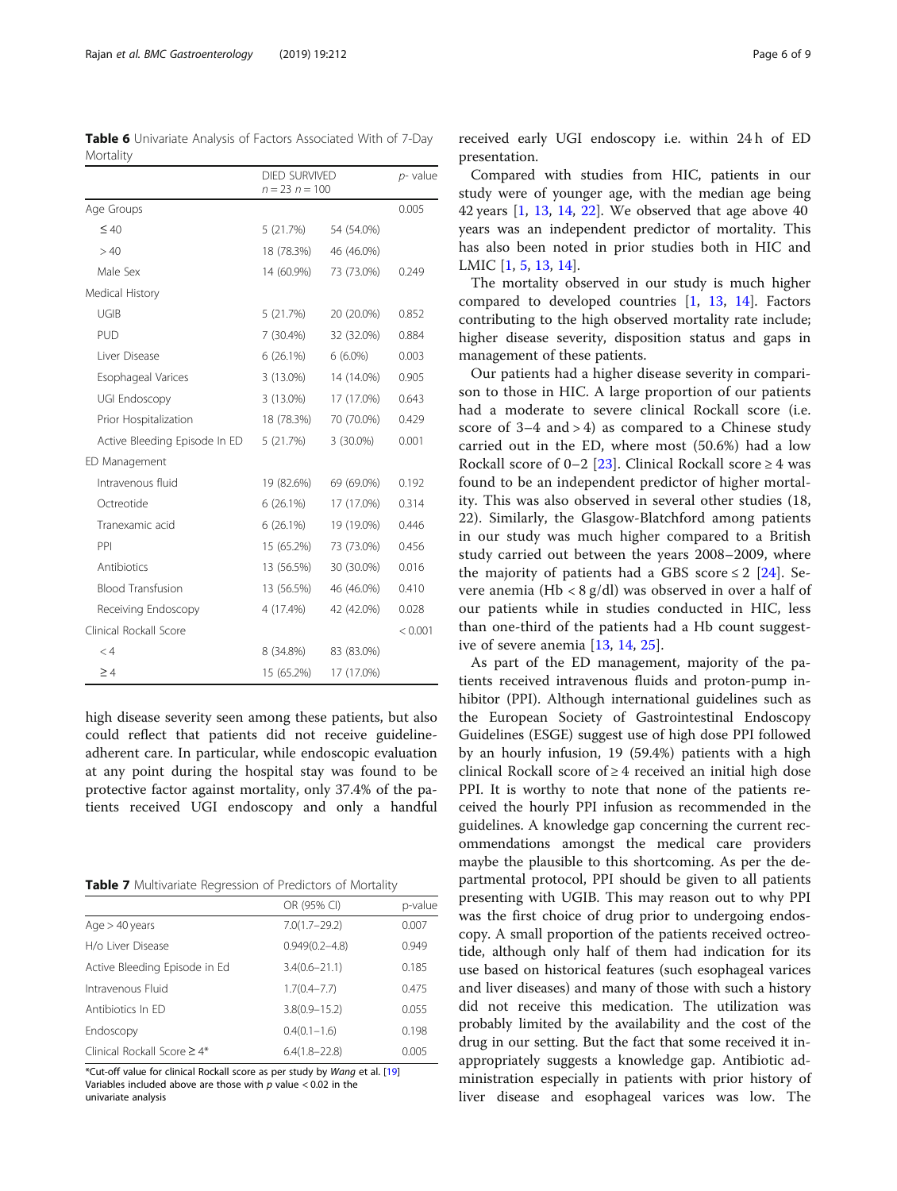**Table 6** Univariate Analysis of Factors Associated With of 7-Day Mortality

| | DIED $n = 23$ | SURVIVED $n = 100$ | p- value |
|---|---|---|---|
| Age Groups | | | 0.005 |
| ≤ 40 | 5 (21.7%) | 54 (54.0%) | |
| > 40 | 18 (78.3%) | 46 (46.0%) | |
| Male Sex | 14 (60.9%) | 73 (73.0%) | 0.249 |
| Medical History | | | |
| UGIB | 5 (21.7%) | 20 (20.0%) | 0.852 |
| PUD | 7 (30.4%) | 32 (32.0%) | 0.884 |
| Liver Disease | 6 (26.1%) | 6 (6.0%) | 0.003 |
| Esophageal Varices | 3 (13.0%) | 14 (14.0%) | 0.905 |
| UGI Endoscopy | 3 (13.0%) | 17 (17.0%) | 0.643 |
| Prior Hospitalization | 18 (78.3%) | 70 (70.0%) | 0.429 |
| Active Bleeding Episode In ED | 5 (21.7%) | 3 (30.0%) | 0.001 |
| ED Management | | | |
| Intravenous fluid | 19 (82.6%) | 69 (69.0%) | 0.192 |
| Octreotide | 6 (26.1%) | 17 (17.0%) | 0.314 |
| Tranexamic acid | 6 (26.1%) | 19 (19.0%) | 0.446 |
| PPI | 15 (65.2%) | 73 (73.0%) | 0.456 |
| Antibiotics | 13 (56.5%) | 30 (30.0%) | 0.016 |
| Blood Transfusion | 13 (56.5%) | 46 (46.0%) | 0.410 |
| Receiving Endoscopy | 4 (17.4%) | 42 (42.0%) | 0.028 |
| Clinical Rockall Score | | | < 0.001 |
| < 4 | 8 (34.8%) | 83 (83.0%) | |
| ≥ 4 | 15 (65.2%) | 17 (17.0%) | |

high disease severity seen among these patients, but also could reflect that patients did not receive guideline-adherent care. In particular, while endoscopic evaluation at any point during the hospital stay was found to be protective factor against mortality, only 37.4% of the patients received UGI endoscopy and only a handful received early UGI endoscopy i.e. within 24 h of ED presentation.

**Table 7** Multivariate Regression of Predictors of Mortality

| | OR (95% CI) | p-value |
|---|---|---|
| Age > 40 years | 7.0(1.7–29.2) | 0.007 |
| H/o Liver Disease | 0.949(0.2–4.8) | 0.949 |
| Active Bleeding Episode in Ed | 3.4(0.6–21.1) | 0.185 |
| Intravenous Fluid | 1.7(0.4–7.7) | 0.475 |
| Antibiotics In ED | 3.8(0.9–15.2) | 0.055 |
| Endoscopy | 0.4(0.1–1.6) | 0.198 |
| Clinical Rockall Score ≥ 4* | 6.4(1.8–22.8) | 0.005 |

*Cut-off value for clinical Rockall score as per study by *Wang* et al. [19]
Variables included above are those with *p* value < 0.02 in the univariate analysis

Compared with studies from HIC, patients in our study were of younger age, with the median age being 42 years [1, 13, 14, 22]. We observed that age above 40 years was an independent predictor of mortality. This has also been noted in prior studies both in HIC and LMIC [1, 5, 13, 14].

The mortality observed in our study is much higher compared to developed countries [1, 13, 14]. Factors contributing to the high observed mortality rate include; higher disease severity, disposition status and gaps in management of these patients.

Our patients had a higher disease severity in comparison to those in HIC. A large proportion of our patients had a moderate to severe clinical Rockall score (i.e. score of 3–4 and > 4) as compared to a Chinese study carried out in the ED, where most (50.6%) had a low Rockall score of 0–2 [23]. Clinical Rockall score ≥ 4 was found to be an independent predictor of higher mortality. This was also observed in several other studies (18, 22). Similarly, the Glasgow-Blatchford among patients in our study was much higher compared to a British study carried out between the years 2008–2009, where the majority of patients had a GBS score ≤ 2 [24]. Severe anemia (Hb < 8 g/dl) was observed in over a half of our patients while in studies conducted in HIC, less than one-third of the patients had a Hb count suggestive of severe anemia [13, 14, 25].

As part of the ED management, majority of the patients received intravenous fluids and proton-pump inhibitor (PPI). Although international guidelines such as the European Society of Gastrointestinal Endoscopy Guidelines (ESGE) suggest use of high dose PPI followed by an hourly infusion, 19 (59.4%) patients with a high clinical Rockall score of ≥ 4 received an initial high dose PPI. It is worthy to note that none of the patients received the hourly PPI infusion as recommended in the guidelines. A knowledge gap concerning the current recommendations amongst the medical care providers maybe the plausible to this shortcoming. As per the departmental protocol, PPI should be given to all patients presenting with UGIB. This may reason out to why PPI was the first choice of drug prior to undergoing endoscopy. A small proportion of the patients received octreotide, although only half of them had indication for its use based on historical features (such esophageal varices and liver diseases) and many of those with such a history did not receive this medication. The utilization was probably limited by the availability and the cost of the drug in our setting. But the fact that some received it inappropriately suggests a knowledge gap. Antibiotic administration especially in patients with prior history of liver disease and esophageal varices was low. The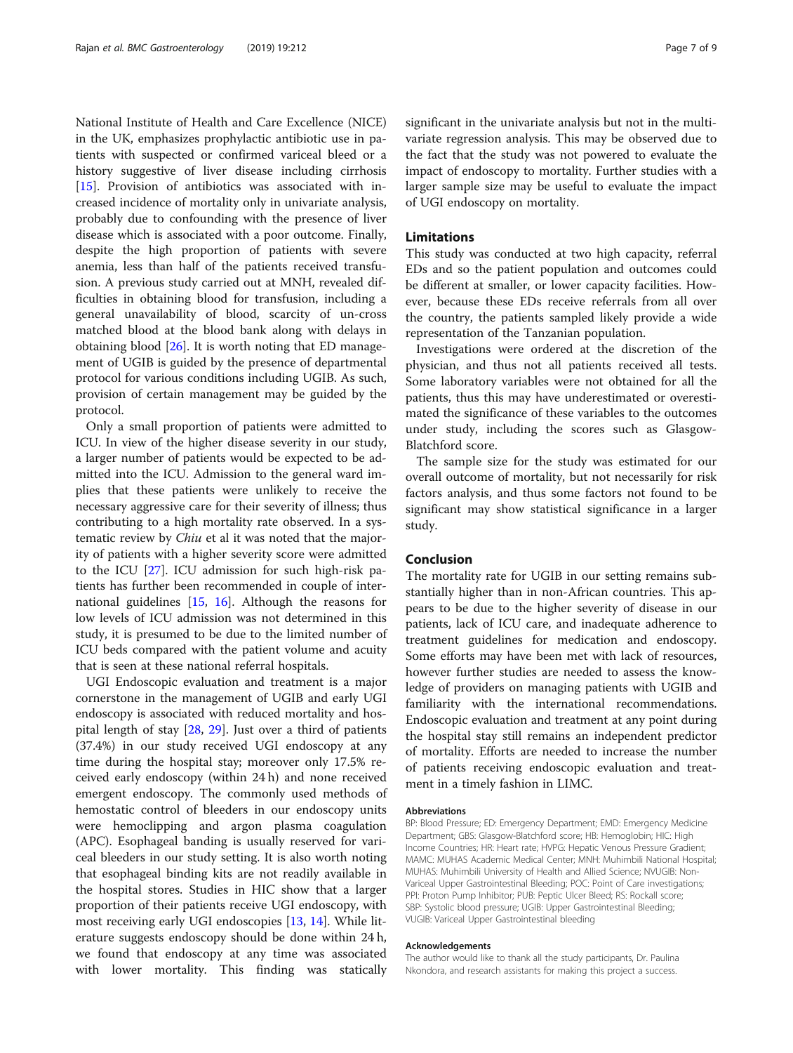National Institute of Health and Care Excellence (NICE) in the UK, emphasizes prophylactic antibiotic use in patients with suspected or confirmed variceal bleed or a history suggestive of liver disease including cirrhosis [15]. Provision of antibiotics was associated with increased incidence of mortality only in univariate analysis, probably due to confounding with the presence of liver disease which is associated with a poor outcome. Finally, despite the high proportion of patients with severe anemia, less than half of the patients received transfusion. A previous study carried out at MNH, revealed difficulties in obtaining blood for transfusion, including a general unavailability of blood, scarcity of un-cross matched blood at the blood bank along with delays in obtaining blood [26]. It is worth noting that ED management of UGIB is guided by the presence of departmental protocol for various conditions including UGIB. As such, provision of certain management may be guided by the protocol.

Only a small proportion of patients were admitted to ICU. In view of the higher disease severity in our study, a larger number of patients would be expected to be admitted into the ICU. Admission to the general ward implies that these patients were unlikely to receive the necessary aggressive care for their severity of illness; thus contributing to a high mortality rate observed. In a systematic review by *Chiu* et al it was noted that the majority of patients with a higher severity score were admitted to the ICU [27]. ICU admission for such high-risk patients has further been recommended in couple of international guidelines [15, 16]. Although the reasons for low levels of ICU admission was not determined in this study, it is presumed to be due to the limited number of ICU beds compared with the patient volume and acuity that is seen at these national referral hospitals.

UGI Endoscopic evaluation and treatment is a major cornerstone in the management of UGIB and early UGI endoscopy is associated with reduced mortality and hospital length of stay [28, 29]. Just over a third of patients (37.4%) in our study received UGI endoscopy at any time during the hospital stay; moreover only 17.5% received early endoscopy (within 24 h) and none received emergent endoscopy. The commonly used methods of hemostatic control of bleeders in our endoscopy units were hemoclipping and argon plasma coagulation (APC). Esophageal banding is usually reserved for variceal bleeders in our study setting. It is also worth noting that esophageal binding kits are not readily available in the hospital stores. Studies in HIC show that a larger proportion of their patients receive UGI endoscopy, with most receiving early UGI endoscopies [13, 14]. While literature suggests endoscopy should be done within 24 h, we found that endoscopy at any time was associated with lower mortality. This finding was statically significant in the univariate analysis but not in the multivariate regression analysis. This may be observed due to the fact that the study was not powered to evaluate the impact of endoscopy to mortality. Further studies with a larger sample size may be useful to evaluate the impact of UGI endoscopy on mortality.

## Limitations

This study was conducted at two high capacity, referral EDs and so the patient population and outcomes could be different at smaller, or lower capacity facilities. However, because these EDs receive referrals from all over the country, the patients sampled likely provide a wide representation of the Tanzanian population.

Investigations were ordered at the discretion of the physician, and thus not all patients received all tests. Some laboratory variables were not obtained for all the patients, thus this may have underestimated or overestimated the significance of these variables to the outcomes under study, including the scores such as Glasgow-Blatchford score.

The sample size for the study was estimated for our overall outcome of mortality, but not necessarily for risk factors analysis, and thus some factors not found to be significant may show statistical significance in a larger study.

## Conclusion

The mortality rate for UGIB in our setting remains substantially higher than in non-African countries. This appears to be due to the higher severity of disease in our patients, lack of ICU care, and inadequate adherence to treatment guidelines for medication and endoscopy. Some efforts may have been met with lack of resources, however further studies are needed to assess the knowledge of providers on managing patients with UGIB and familiarity with the international recommendations. Endoscopic evaluation and treatment at any point during the hospital stay still remains an independent predictor of mortality. Efforts are needed to increase the number of patients receiving endoscopic evaluation and treatment in a timely fashion in LIMC.

### Abbreviations

BP: Blood Pressure; ED: Emergency Department; EMD: Emergency Medicine Department; GBS: Glasgow-Blatchford score; HB: Hemoglobin; HIC: High Income Countries; HR: Heart rate; HVPG: Hepatic Venous Pressure Gradient; MAMC: MUHAS Academic Medical Center; MNH: Muhimbili National Hospital; MUHAS: Muhimbili University of Health and Allied Science; NVUGIB: Non-Variceal Upper Gastrointestinal Bleeding; POC: Point of Care investigations; PPI: Proton Pump Inhibitor; PUB: Peptic Ulcer Bleed; RS: Rockall score; SBP: Systolic blood pressure; UGIB: Upper Gastrointestinal Bleeding; VUGIB: Variceal Upper Gastrointestinal bleeding

### Acknowledgements

The author would like to thank all the study participants, Dr. Paulina Nkondora, and research assistants for making this project a success.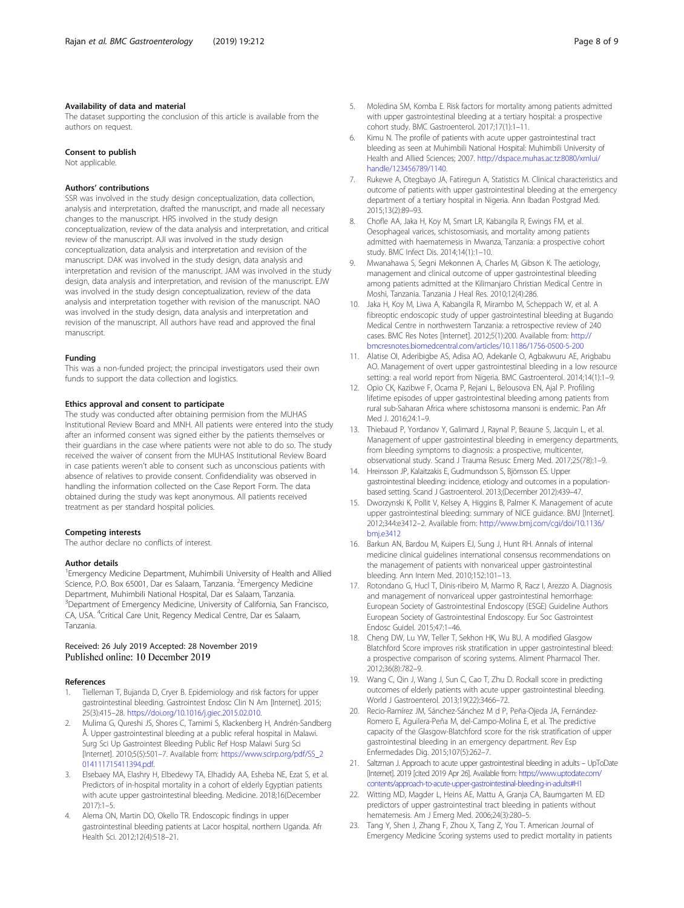### Availability of data and material

The dataset supporting the conclusion of this article is available from the authors on request.

### Consent to publish

Not applicable.

### Authors' contributions

SSR was involved in the study design conceptualization, data collection, analysis and interpretation, drafted the manuscript, and made all necessary changes to the manuscript. HRS involved in the study design conceptualization, review of the data analysis and interpretation, and critical review of the manuscript. AJI was involved in the study design conceptualization, data analysis and interpretation and revision of the manuscript. DAK was involved in the study design, data analysis and interpretation and revision of the manuscript. JAM was involved in the study design, data analysis and interpretation, and revision of the manuscript. EJW was involved in the study design conceptualization, review of the data analysis and interpretation together with revision of the manuscript. NAO was involved in the study design, data analysis and interpretation and revision of the manuscript. All authors have read and approved the final manuscript.

### Funding

This was a non-funded project; the principal investigators used their own funds to support the data collection and logistics.

### Ethics approval and consent to participate

The study was conducted after obtaining permision from the MUHAS Institutional Review Board and MNH. All patients were entered into the study after an informed consent was signed either by the patients themselves or their guardians in the case where patients were not able to do so. The study received the waiver of consent from the MUHAS Institutional Review Board in case patients weren't able to consent such as unconscious patients with absence of relatives to provide consent. Confidentiality was observed in handling the information collected on the Case Report Form. The data obtained during the study was kept anonymous. All patients received treatment as per standard hospital policies.

### Competing interests

The author declare no conflicts of interest.

### Author details

[1]Emergency Medicine Department, Muhimbili University of Health and Allied Science, P.O. Box 65001, Dar es Salaam, Tanzania. [2]Emergency Medicine Department, Muhimbili National Hospital, Dar es Salaam, Tanzania. [3]Department of Emergency Medicine, University of California, San Francisco, CA, USA. [4]Critical Care Unit, Regency Medical Centre, Dar es Salaam, Tanzania.

Received: 26 July 2019 Accepted: 28 November 2019
Published online: 10 December 2019

### References

1. Tielleman T, Bujanda D, Cryer B. Epidemiology and risk factors for upper gastrointestinal bleeding. Gastrointest Endosc Clin N Am [Internet]. 2015; 25(3):415–28. https://doi.org/10.1016/j.giec.2015.02.010.
2. Mulima G, Qureshi JS, Shores C, Tamimi S, Klackenberg H, Andrén-Sandberg Å. Upper gastrointestinal bleeding at a public referal hospital in Malawi. Surg Sci Up Gastrointest Bleeding Public Ref Hosp Malawi Surg Sci [Internet]. 2010;5(5):501–7. Available from: https://www.scirp.org/pdf/SS_2014111715411394.pdf.
3. Elsebaey MA, Elashry H, Elbedewy TA, Elhadidy AA, Esheba NE, Ezat S, et al. Predictors of in-hospital mortality in a cohort of elderly Egyptian patients with acute upper gastrointestinal bleeding. Medicine. 2018;16(December 2017):1–5.
4. Alema ON, Martin DO, Okello TR. Endoscopic findings in upper gastrointestinal bleeding patients at Lacor hospital, northern Uganda. Afr Health Sci. 2012;12(4):518–21.
5. Moledina SM, Komba E. Risk factors for mortality among patients admitted with upper gastrointestinal bleeding at a tertiary hospital: a prospective cohort study. BMC Gastroenterol. 2017;17(1):1–11.
6. Kimu N. The profile of patients with acute upper gastrointestinal tract bleeding as seen at Muhimbili National Hospital: Muhimbili University of Health and Allied Sciences; 2007. http://dspace.muhas.ac.tz:8080/xmlui/handle/123456789/1140.
7. Rukewe A, Otegbayo JA, Fatiregun A, Statistics M. Clinical characteristics and outcome of patients with upper gastrointestinal bleeding at the emergency department of a tertiary hospital in Nigeria. Ann Ibadan Postgrad Med. 2015;13(2):89–93.
8. Chofle AA, Jaka H, Koy M, Smart LR, Kabangila R, Ewings FM, et al. Oesophageal varices, schistosomiasis, and mortality among patients admitted with haematemesis in Mwanza, Tanzania: a prospective cohort study. BMC Infect Dis. 2014;14(1):1–10.
9. Mwanahawa S, Segni Mekonnen A, Charles M, Gibson K. The aetiology, management and clinical outcome of upper gastrointestinal bleeding among patients admitted at the Kilimanjaro Christian Medical Centre in Moshi, Tanzania. Tanzania J Heal Res. 2010;12(4):286.
10. Jaka H, Koy M, Liwa A, Kabangila R, Mirambo M, Scheppach W, et al. A fibreoptic endoscopic study of upper gastrointestinal bleeding at Bugando Medical Centre in northwestern Tanzania: a retrospective review of 240 cases. BMC Res Notes [Internet]. 2012;5(1):200. Available from: http://bmcresnotes.biomedcentral.com/articles/10.1186/1756-0500-5-200
11. Alatise OI, Aderibigbe AS, Adisa AO, Adekanle O, Agbakwuru AE, Arigbabu AO. Management of overt upper gastrointestinal bleeding in a low resource setting: a real world report from Nigeria. BMC Gastroenterol. 2014;14(1):1–9.
12. Opio CK, Kazibwe F, Ocama P, Rejani L, Belousova EN, Ajal P. Profiling lifetime episodes of upper gastrointestinal bleeding among patients from rural sub-Saharan Africa where schistosoma mansoni is endemic. Pan Afr Med J. 2016;24:1–9.
13. Thiebaud P, Yordanov Y, Galimard J, Raynal P, Beaune S, Jacquin L, et al. Management of upper gastrointestinal bleeding in emergency departments, from bleeding symptoms to diagnosis: a prospective, multicenter, observational study. Scand J Trauma Resusc Emerg Med. 2017;25(78):1–9.
14. Hreinsson JP, Kalaitzakis E, Gudmundsson S, Björnsson ES. Upper gastrointestinal bleeding: incidence, etiology and outcomes in a population-based setting. Scand J Gastroenterol. 2013;(December 2012):439–47.
15. Dworzynski K, Pollit V, Kelsey A, Higgins B, Palmer K. Management of acute upper gastrointestinal bleeding: summary of NICE guidance. BMJ [Internet]. 2012;344:e3412–2. Available from: http://www.bmj.com/cgi/doi/10.1136/bmj.e3412
16. Barkun AN, Bardou M, Kuipers EJ, Sung J, Hunt RH. Annals of internal medicine clinical guidelines international consensus recommendations on the management of patients with nonvariceal upper gastrointestinal bleeding. Ann Intern Med. 2010;152:101–13.
17. Rotondano G, Hucl T, Dinis-ribeiro M, Marmo R, Racz I, Arezzo A. Diagnosis and management of nonvariceal upper gastrointestinal hemorrhage: European Society of Gastrointestinal Endoscopy (ESGE) Guideline Authors European Society of Gastrointestinal Endoscopy. Eur Soc Gastrointest Endosc Guidel. 2015;47:1–46.
18. Cheng DW, Lu YW, Teller T, Sekhon HK, Wu BU. A modified Glasgow Blatchford Score improves risk stratification in upper gastrointestinal bleed: a prospective comparison of scoring systems. Aliment Pharmacol Ther. 2012;36(8):782–9.
19. Wang C, Qin J, Wang J, Sun C, Cao T, Zhu D. Rockall score in predicting outcomes of elderly patients with acute upper gastrointestinal bleeding. World J Gastroenterol. 2013;19(22):3466–72.
20. Recio-Ramírez JM, Sánchez-Sánchez M d P, Peña-Ojeda JA, Fernández-Romero E, Aguilera-Peña M, del-Campo-Molina E, et al. The predictive capacity of the Glasgow-Blatchford score for the risk stratification of upper gastrointestinal bleeding in an emergency department. Rev Esp Enfermedades Dig. 2015;107(5):262–7.
21. Saltzman J. Approach to acute upper gastrointestinal bleeding in adults – UpToDate [Internet]. 2019 [cited 2019 Apr 26]. Available from: https://www.uptodate.com/contents/approach-to-acute-upper-gastrointestinal-bleeding-in-adults#H1
22. Witting MD, Magder L, Heins AE, Mattu A, Granja CA, Baumgarten M. ED predictors of upper gastrointestinal tract bleeding in patients without hematemesis. Am J Emerg Med. 2006;24(3):280–5.
23. Tang Y, Shen J, Zhang F, Zhou X, Tang Z, You T. American Journal of Emergency Medicine Scoring systems used to predict mortality in patients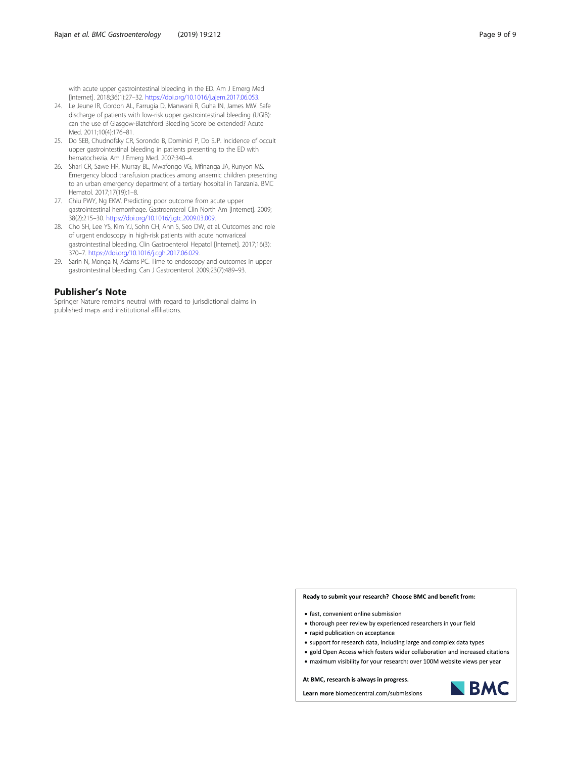with acute upper gastrointestinal bleeding in the ED. Am J Emerg Med [Internet]. 2018;36(1):27–32. https://doi.org/10.1016/j.ajem.2017.06.053.

24. Le Jeune IR, Gordon AL, Farrugia D, Manwani R, Guha IN, James MW. Safe discharge of patients with low-risk upper gastrointestinal bleeding (UGIB): can the use of Glasgow-Blatchford Bleeding Score be extended? Acute Med. 2011;10(4):176–81.
25. Do SEB, Chudnofsky CR, Sorondo B, Dominici P, Do SJP. Incidence of occult upper gastrointestinal bleeding in patients presenting to the ED with hematochezia. Am J Emerg Med. 2007:340–4.
26. Shari CR, Sawe HR, Murray BL, Mwafongo VG, Mfinanga JA, Runyon MS. Emergency blood transfusion practices among anaemic children presenting to an urban emergency department of a tertiary hospital in Tanzania. BMC Hematol. 2017;17(19):1–8.
27. Chiu PWY, Ng EKW. Predicting poor outcome from acute upper gastrointestinal hemorrhage. Gastroenterol Clin North Am [Internet]. 2009; 38(2):215–30. https://doi.org/10.1016/j.gtc.2009.03.009.
28. Cho SH, Lee YS, Kim YJ, Sohn CH, Ahn S, Seo DW, et al. Outcomes and role of urgent endoscopy in high-risk patients with acute nonvariceal gastrointestinal bleeding. Clin Gastroenterol Hepatol [Internet]. 2017;16(3): 370–7. https://doi.org/10.1016/j.cgh.2017.06.029.
29. Sarin N, Monga N, Adams PC. Time to endoscopy and outcomes in upper gastrointestinal bleeding. Can J Gastroenterol. 2009;23(7):489–93.

## Publisher's Note

Springer Nature remains neutral with regard to jurisdictional claims in published maps and institutional affiliations.

**Ready to submit your research? Choose BMC and benefit from:**

- fast, convenient online submission
- thorough peer review by experienced researchers in your field
- rapid publication on acceptance
- support for research data, including large and complex data types
- gold Open Access which fosters wider collaboration and increased citations
- maximum visibility for your research: over 100M website views per year

**At BMC, research is always in progress.**

**Learn more** biomedcentral.com/submissions